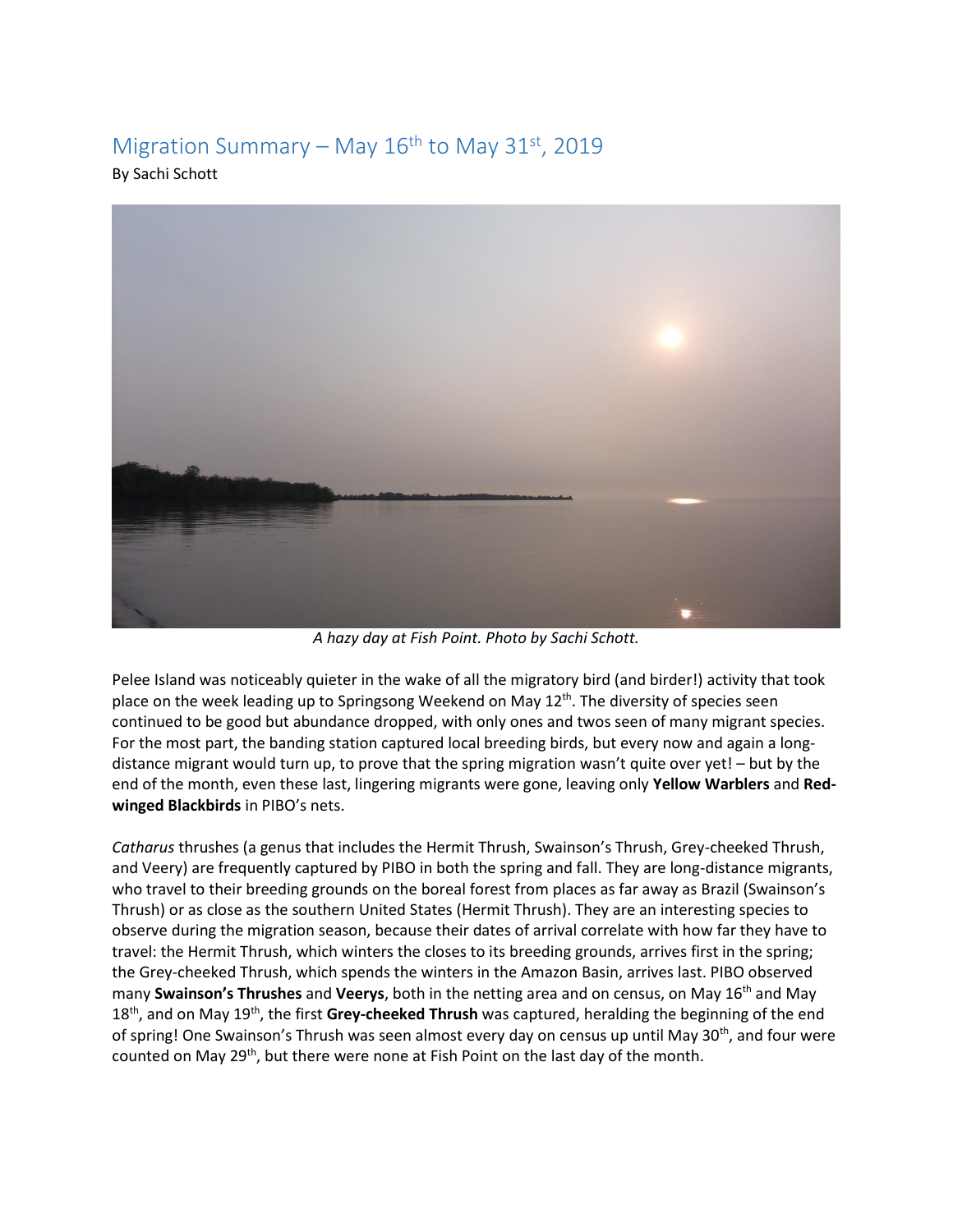# Migration Summary – May 16th to May 31st, 2019

By Sachi Schott

*A hazy day at Fish Point. Photo by Sachi Schott.*

Pelee Island was noticeably quieter in the wake of all the migratory bird (and birder!) activity that took place on the week leading up to Springsong Weekend on May 12th. The diversity of species seen continued to be good but abundance dropped, with only ones and twos seen of many migrant species. For the most part, the banding station captured local breeding birds, but every now and again a long-distance migrant would turn up, to prove that the spring migration wasn't quite over yet! – but by the end of the month, even these last, lingering migrants were gone, leaving only **Yellow Warblers** and **Red-winged Blackbirds** in PIBO's nets.

*Catharus* thrushes (a genus that includes the Hermit Thrush, Swainson's Thrush, Grey-cheeked Thrush, and Veery) are frequently captured by PIBO in both the spring and fall. They are long-distance migrants, who travel to their breeding grounds on the boreal forest from places as far away as Brazil (Swainson's Thrush) or as close as the southern United States (Hermit Thrush). They are an interesting species to observe during the migration season, because their dates of arrival correlate with how far they have to travel: the Hermit Thrush, which winters the closes to its breeding grounds, arrives first in the spring; the Grey-cheeked Thrush, which spends the winters in the Amazon Basin, arrives last. PIBO observed many **Swainson's Thrushes** and **Veerys**, both in the netting area and on census, on May 16th and May 18th, and on May 19th, the first **Grey-cheeked Thrush** was captured, heralding the beginning of the end of spring! One Swainson's Thrush was seen almost every day on census up until May 30th, and four were counted on May 29th, but there were none at Fish Point on the last day of the month.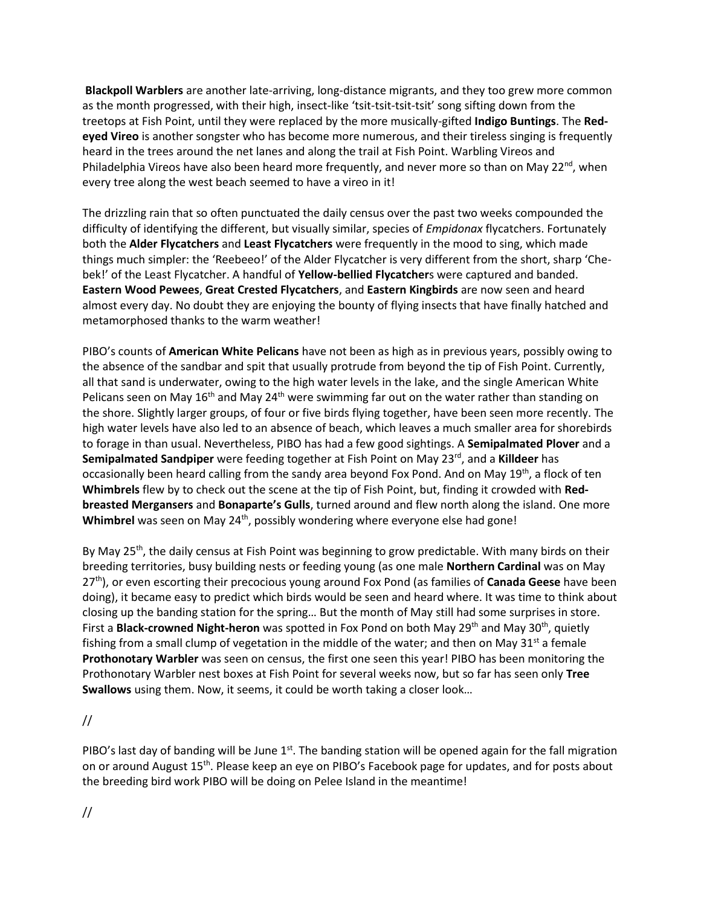**Blackpoll Warblers** are another late-arriving, long-distance migrants, and they too grew more common as the month progressed, with their high, insect-like 'tsit-tsit-tsit-tsit' song sifting down from the treetops at Fish Point, until they were replaced by the more musically-gifted **Indigo Buntings**. The **Red-eyed Vireo** is another songster who has become more numerous, and their tireless singing is frequently heard in the trees around the net lanes and along the trail at Fish Point. Warbling Vireos and Philadelphia Vireos have also been heard more frequently, and never more so than on May 22nd, when every tree along the west beach seemed to have a vireo in it!

The drizzling rain that so often punctuated the daily census over the past two weeks compounded the difficulty of identifying the different, but visually similar, species of *Empidonax* flycatchers. Fortunately both the **Alder Flycatchers** and **Least Flycatchers** were frequently in the mood to sing, which made things much simpler: the 'Reebeeo!' of the Alder Flycatcher is very different from the short, sharp 'Che-bek!' of the Least Flycatcher. A handful of **Yellow-bellied Flycatcher**s were captured and banded. **Eastern Wood Pewees**, **Great Crested Flycatchers**, and **Eastern Kingbirds** are now seen and heard almost every day. No doubt they are enjoying the bounty of flying insects that have finally hatched and metamorphosed thanks to the warm weather!

PIBO's counts of **American White Pelicans** have not been as high as in previous years, possibly owing to the absence of the sandbar and spit that usually protrude from beyond the tip of Fish Point. Currently, all that sand is underwater, owing to the high water levels in the lake, and the single American White Pelicans seen on May 16th and May 24th were swimming far out on the water rather than standing on the shore. Slightly larger groups, of four or five birds flying together, have been seen more recently. The high water levels have also led to an absence of beach, which leaves a much smaller area for shorebirds to forage in than usual. Nevertheless, PIBO has had a few good sightings. A **Semipalmated Plover** and a **Semipalmated Sandpiper** were feeding together at Fish Point on May 23rd, and a **Killdeer** has occasionally been heard calling from the sandy area beyond Fox Pond. And on May 19th, a flock of ten **Whimbrels** flew by to check out the scene at the tip of Fish Point, but, finding it crowded with **Red-breasted Mergansers** and **Bonaparte's Gulls**, turned around and flew north along the island. One more **Whimbrel** was seen on May 24th, possibly wondering where everyone else had gone!

By May 25th, the daily census at Fish Point was beginning to grow predictable. With many birds on their breeding territories, busy building nests or feeding young (as one male **Northern Cardinal** was on May 27th), or even escorting their precocious young around Fox Pond (as families of **Canada Geese** have been doing), it became easy to predict which birds would be seen and heard where. It was time to think about closing up the banding station for the spring… But the month of May still had some surprises in store. First a **Black-crowned Night-heron** was spotted in Fox Pond on both May 29th and May 30th, quietly fishing from a small clump of vegetation in the middle of the water; and then on May 31st a female **Prothonotary Warbler** was seen on census, the first one seen this year! PIBO has been monitoring the Prothonotary Warbler nest boxes at Fish Point for several weeks now, but so far has seen only **Tree Swallows** using them. Now, it seems, it could be worth taking a closer look…

//

PIBO's last day of banding will be June 1st. The banding station will be opened again for the fall migration on or around August 15th. Please keep an eye on PIBO's Facebook page for updates, and for posts about the breeding bird work PIBO will be doing on Pelee Island in the meantime!

//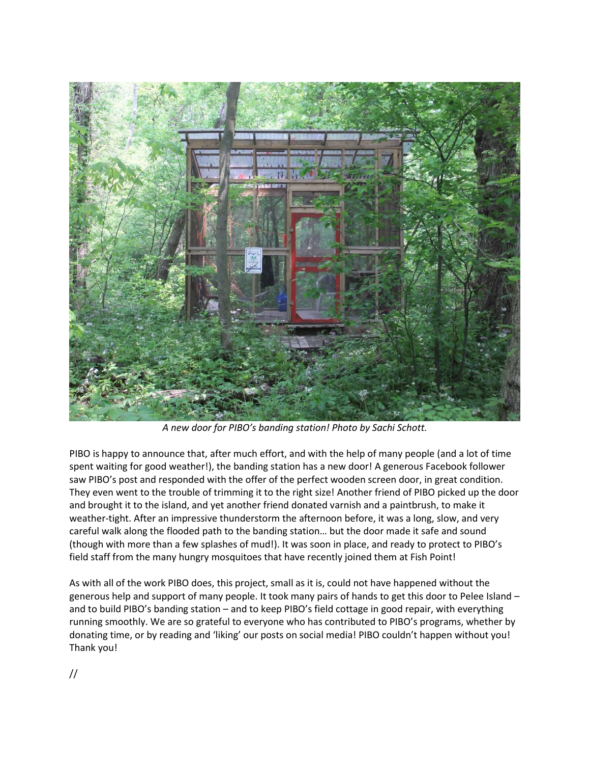*A new door for PIBO's banding station! Photo by Sachi Schott.*

PIBO is happy to announce that, after much effort, and with the help of many people (and a lot of time spent waiting for good weather!), the banding station has a new door! A generous Facebook follower saw PIBO's post and responded with the offer of the perfect wooden screen door, in great condition. They even went to the trouble of trimming it to the right size! Another friend of PIBO picked up the door and brought it to the island, and yet another friend donated varnish and a paintbrush, to make it weather-tight. After an impressive thunderstorm the afternoon before, it was a long, slow, and very careful walk along the flooded path to the banding station… but the door made it safe and sound (though with more than a few splashes of mud!). It was soon in place, and ready to protect to PIBO's field staff from the many hungry mosquitoes that have recently joined them at Fish Point!

As with all of the work PIBO does, this project, small as it is, could not have happened without the generous help and support of many people. It took many pairs of hands to get this door to Pelee Island – and to build PIBO's banding station – and to keep PIBO's field cottage in good repair, with everything running smoothly. We are so grateful to everyone who has contributed to PIBO's programs, whether by donating time, or by reading and 'liking' our posts on social media! PIBO couldn't happen without you! Thank you!

//